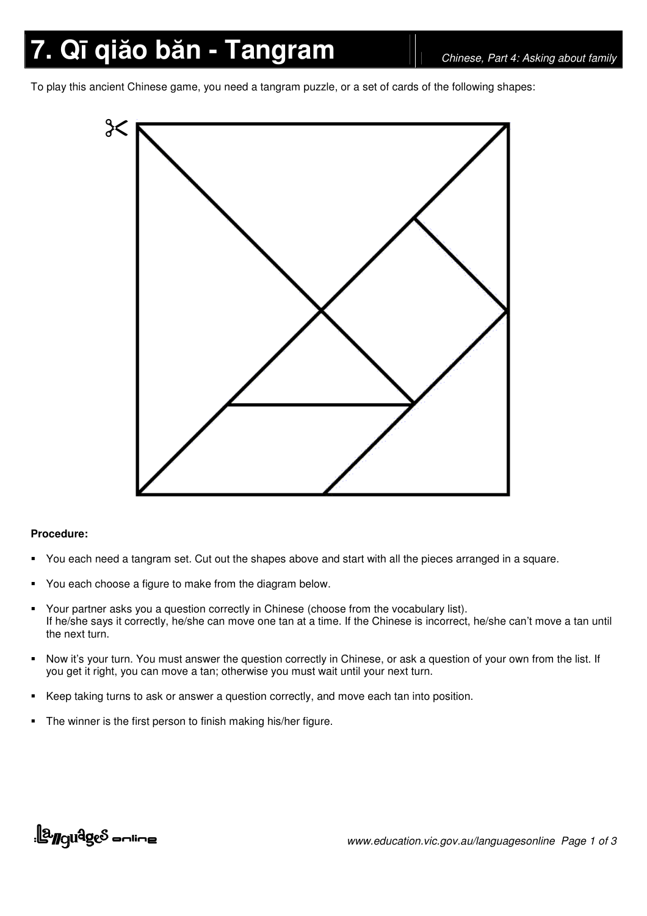# 7. Qī qiǎo bǎn - Tangram

To play this ancient Chinese game, you need a tangram puzzle, or a set of cards of the following shapes:

**Procedure:**

- You each need a tangram set. Cut out the shapes above and start with all the pieces arranged in a square.
- You each choose a figure to make from the diagram below.
- Your partner asks you a question correctly in Chinese (choose from the vocabulary list).
  If he/she says it correctly, he/she can move one tan at a time. If the Chinese is incorrect, he/she can't move a tan until the next turn.
- Now it's your turn. You must answer the question correctly in Chinese, or ask a question of your own from the list. If you get it right, you can move a tan; otherwise you must wait until your next turn.
- Keep taking turns to ask or answer a question correctly, and move each tan into position.
- The winner is the first person to finish making his/her figure.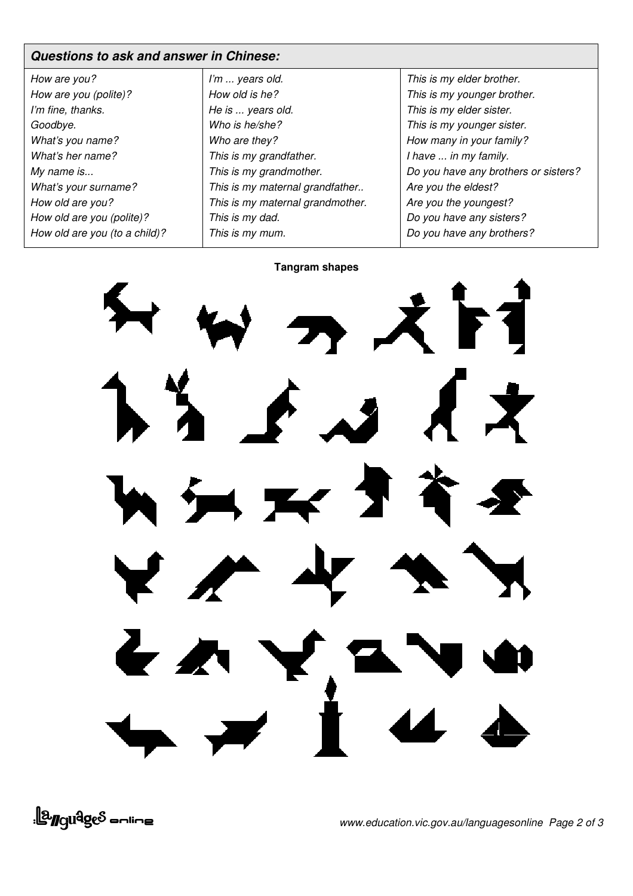## *Questions to ask and answer in Chinese:*

| | | |
|---|---|---|
| *How are you?* | *I'm ... years old.* | *This is my elder brother.* |
| *How are you (polite)?* | *How old is he?* | *This is my younger brother.* |
| *I'm fine, thanks.* | *He is ... years old.* | *This is my elder sister.* |
| *Goodbye.* | *Who is he/she?* | *This is my younger sister.* |
| *What's you name?* | *Who are they?* | *How many in your family?* |
| *What's her name?* | *This is my grandfather.* | *I have ... in my family.* |
| *My name is...* | *This is my grandmother.* | *Do you have any brothers or sisters?* |
| *What's your surname?* | *This is my maternal grandfather..* | *Are you the eldest?* |
| *How old are you?* | *This is my maternal grandmother.* | *Are you the youngest?* |
| *How old are you (polite)?* | *This is my dad.* | *Do you have any sisters?* |
| *How old are you (to a child)?* | *This is my mum.* | *Do you have any brothers?* |

**Tangram shapes**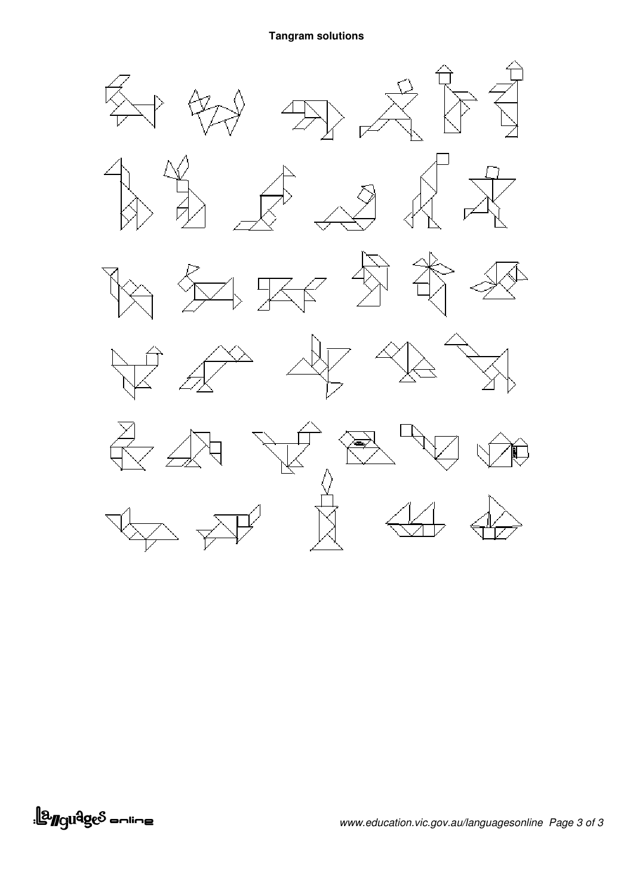# Tangram solutions